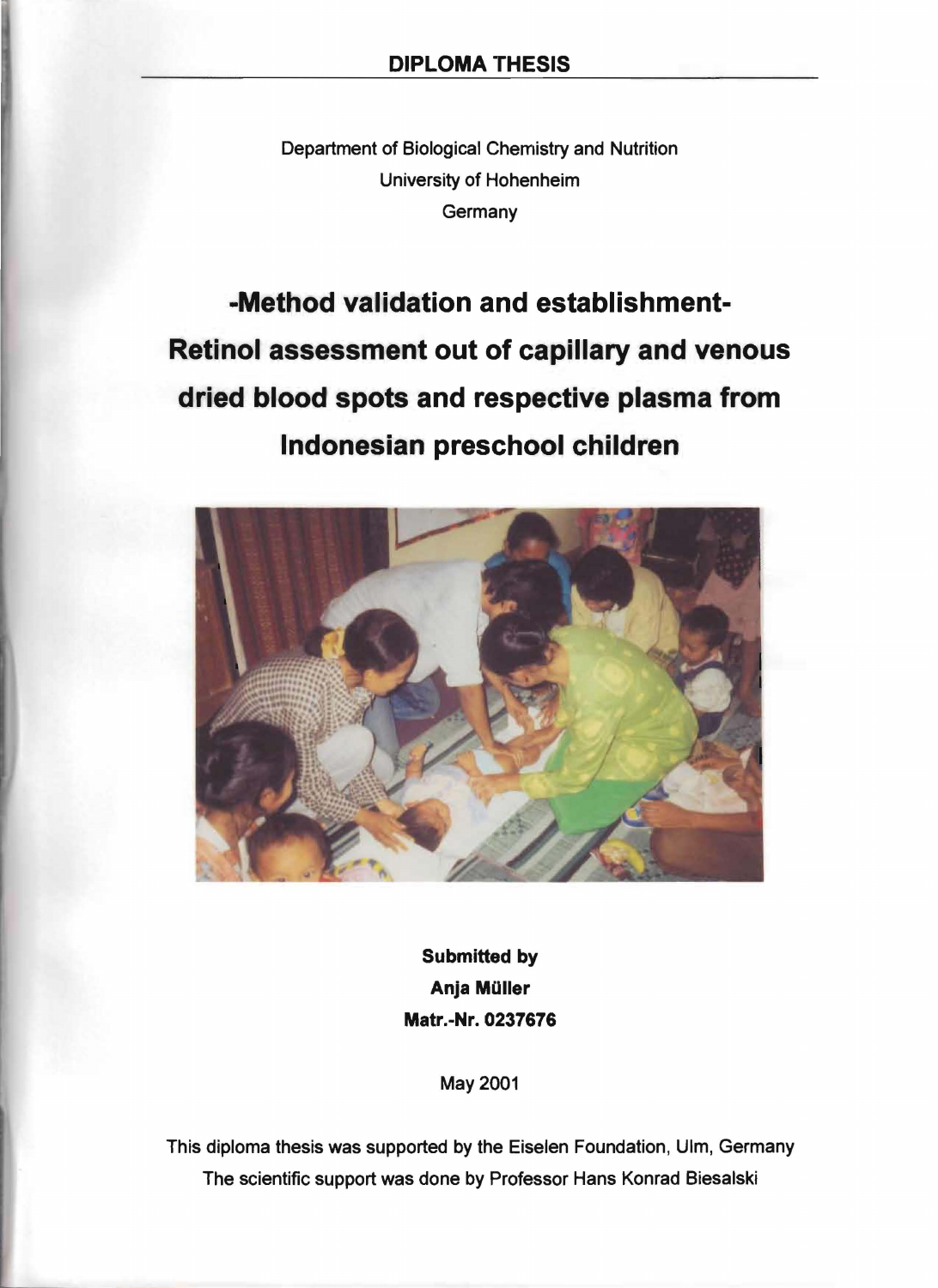## DIPLOMA THESIS

Department of Biological Chemistry and Nutrition
University of Hohenheim
Germany

# -Method validation and establishment- Retinol assessment out of capillary and venous dried blood spots and respective plasma from Indonesian preschool children

**Submitted by**
**Anja Müller**
**Matr.-Nr. 0237676**

May 2001

This diploma thesis was supported by the Eiselen Foundation, Ulm, Germany
The scientific support was done by Professor Hans Konrad Biesalski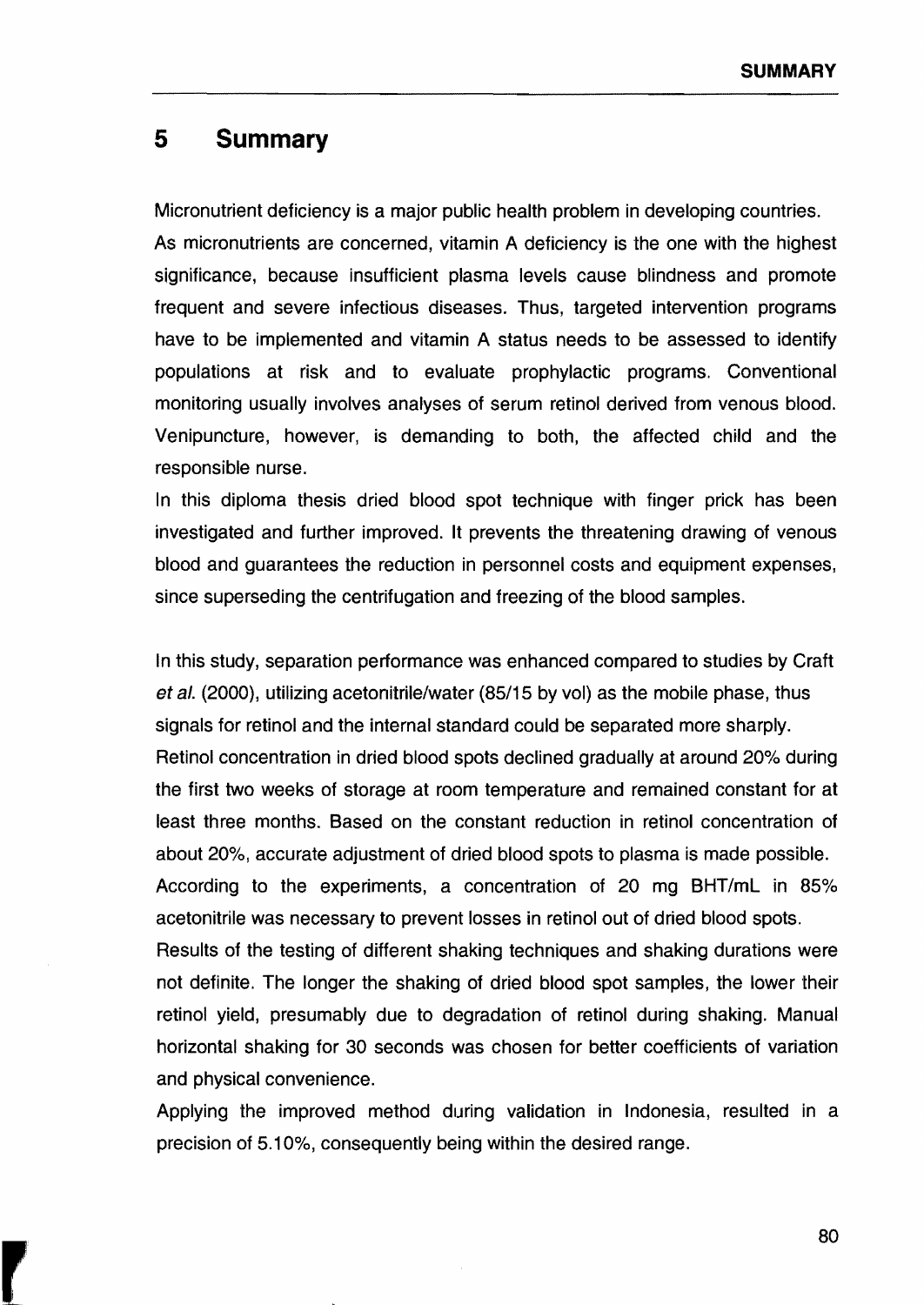# 5 Summary

Micronutrient deficiency is a major public health problem in developing countries. As micronutrients are concerned, vitamin A deficiency is the one with the highest significance, because insufficient plasma levels cause blindness and promote frequent and severe infectious diseases. Thus, targeted intervention programs have to be implemented and vitamin A status needs to be assessed to identify populations at risk and to evaluate prophylactic programs. Conventional monitoring usually involves analyses of serum retinol derived from venous blood. Venipuncture, however, is demanding to both, the affected child and the responsible nurse.

In this diploma thesis dried blood spot technique with finger prick has been investigated and further improved. It prevents the threatening drawing of venous blood and guarantees the reduction in personnel costs and equipment expenses, since superseding the centrifugation and freezing of the blood samples.

In this study, separation performance was enhanced compared to studies by Craft *et al.* (2000), utilizing acetonitrile/water (85/15 by vol) as the mobile phase, thus signals for retinol and the internal standard could be separated more sharply.

Retinol concentration in dried blood spots declined gradually at around 20% during the first two weeks of storage at room temperature and remained constant for at least three months. Based on the constant reduction in retinol concentration of about 20%, accurate adjustment of dried blood spots to plasma is made possible.

According to the experiments, a concentration of 20 mg BHT/mL in 85% acetonitrile was necessary to prevent losses in retinol out of dried blood spots.

Results of the testing of different shaking techniques and shaking durations were not definite. The longer the shaking of dried blood spot samples, the lower their retinol yield, presumably due to degradation of retinol during shaking. Manual horizontal shaking for 30 seconds was chosen for better coefficients of variation and physical convenience.

Applying the improved method during validation in Indonesia, resulted in a precision of 5.10%, consequently being within the desired range.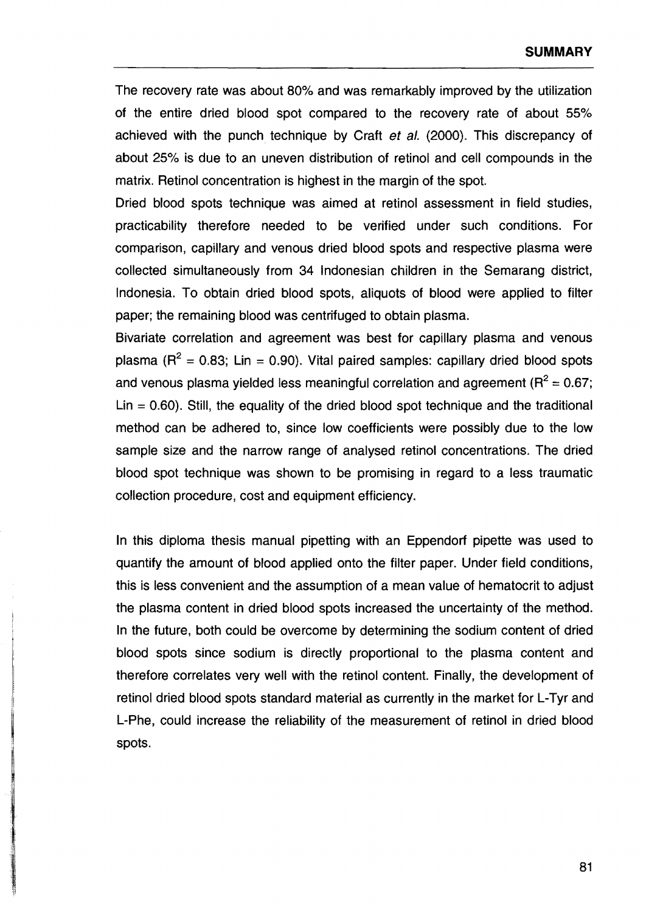The recovery rate was about 80% and was remarkably improved by the utilization of the entire dried blood spot compared to the recovery rate of about 55% achieved with the punch technique by Craft *et al.* (2000). This discrepancy of about 25% is due to an uneven distribution of retinol and cell compounds in the matrix. Retinol concentration is highest in the margin of the spot.

Dried blood spots technique was aimed at retinol assessment in field studies, practicability therefore needed to be verified under such conditions. For comparison, capillary and venous dried blood spots and respective plasma were collected simultaneously from 34 Indonesian children in the Semarang district, Indonesia. To obtain dried blood spots, aliquots of blood were applied to filter paper; the remaining blood was centrifuged to obtain plasma.

Bivariate correlation and agreement was best for capillary plasma and venous plasma ($R^2 = 0.83$; Lin = 0.90). Vital paired samples: capillary dried blood spots and venous plasma yielded less meaningful correlation and agreement ($R^2 = 0.67$; Lin = 0.60). Still, the equality of the dried blood spot technique and the traditional method can be adhered to, since low coefficients were possibly due to the low sample size and the narrow range of analysed retinol concentrations. The dried blood spot technique was shown to be promising in regard to a less traumatic collection procedure, cost and equipment efficiency.

In this diploma thesis manual pipetting with an Eppendorf pipette was used to quantify the amount of blood applied onto the filter paper. Under field conditions, this is less convenient and the assumption of a mean value of hematocrit to adjust the plasma content in dried blood spots increased the uncertainty of the method. In the future, both could be overcome by determining the sodium content of dried blood spots since sodium is directly proportional to the plasma content and therefore correlates very well with the retinol content. Finally, the development of retinol dried blood spots standard material as currently in the market for L-Tyr and L-Phe, could increase the reliability of the measurement of retinol in dried blood spots.